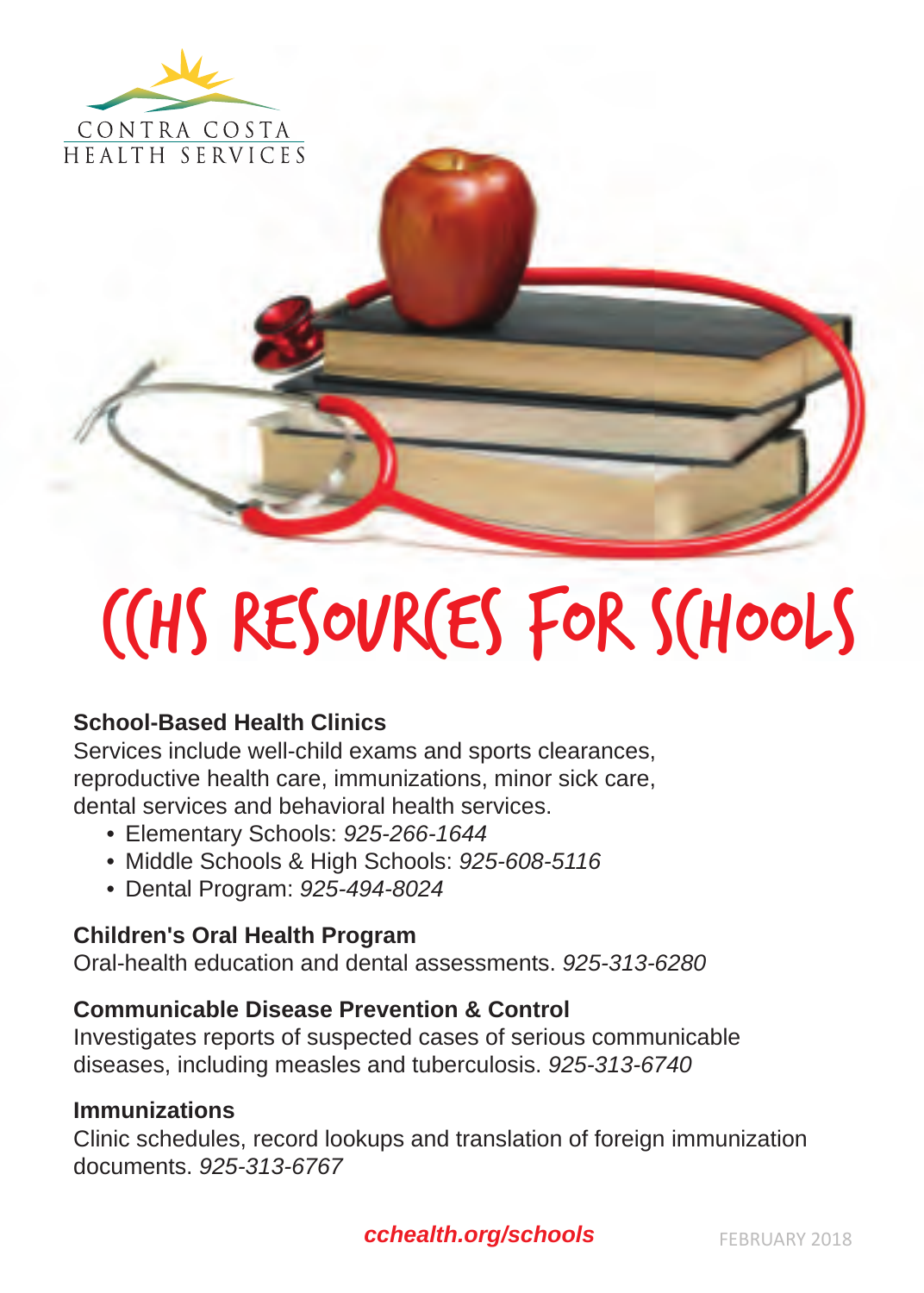CONTRA COSTA
HEALTH SERVICES

# CCHS RESOURCES FOR SCHOOLS

**School-Based Health Clinics**
Services include well-child exams and sports clearances, reproductive health care, immunizations, minor sick care, dental services and behavioral health services.

- Elementary Schools: *925-266-1644*
- Middle Schools & High Schools: *925-608-5116*
- Dental Program: *925-494-8024*

**Children's Oral Health Program**
Oral-health education and dental assessments. *925-313-6280*

**Communicable Disease Prevention & Control**
Investigates reports of suspected cases of serious communicable diseases, including measles and tuberculosis. *925-313-6740*

**Immunizations**
Clinic schedules, record lookups and translation of foreign immunization documents. *925-313-6767*

***cchealth.org/schools***

FEBRUARY 2018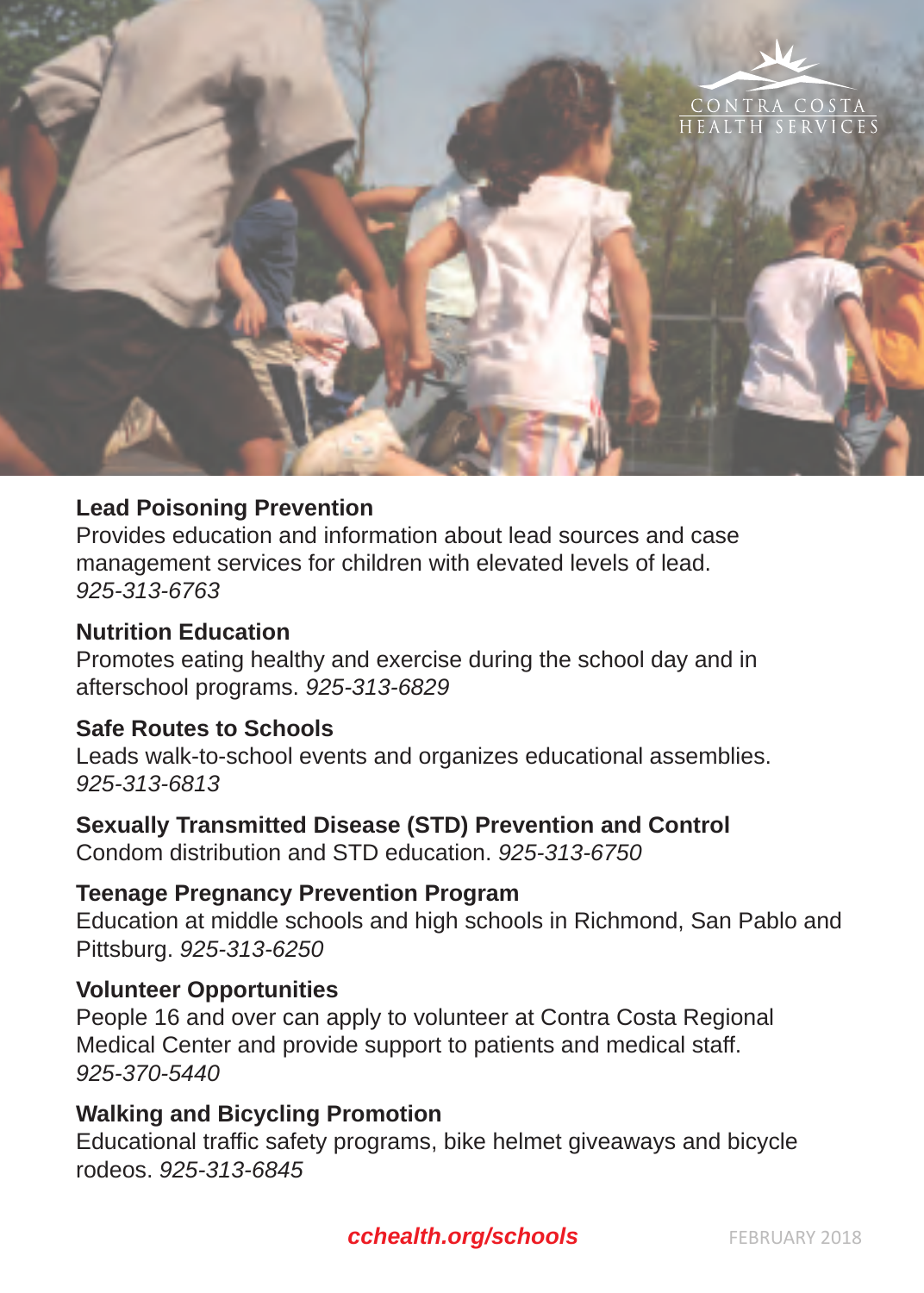CONTRA COSTA
HEALTH SERVICES

### Lead Poisoning Prevention

Provides education and information about lead sources and case management services for children with elevated levels of lead.
*925-313-6763*

### Nutrition Education

Promotes eating healthy and exercise during the school day and in afterschool programs. *925-313-6829*

### Safe Routes to Schools

Leads walk-to-school events and organizes educational assemblies.
*925-313-6813*

### Sexually Transmitted Disease (STD) Prevention and Control

Condom distribution and STD education. *925-313-6750*

### Teenage Pregnancy Prevention Program

Education at middle schools and high schools in Richmond, San Pablo and Pittsburg. *925-313-6250*

### Volunteer Opportunities

People 16 and over can apply to volunteer at Contra Costa Regional Medical Center and provide support to patients and medical staff.
*925-370-5440*

### Walking and Bicycling Promotion

Educational traffic safety programs, bike helmet giveaways and bicycle rodeos. *925-313-6845*

***cchealth.org/schools***

FEBRUARY 2018